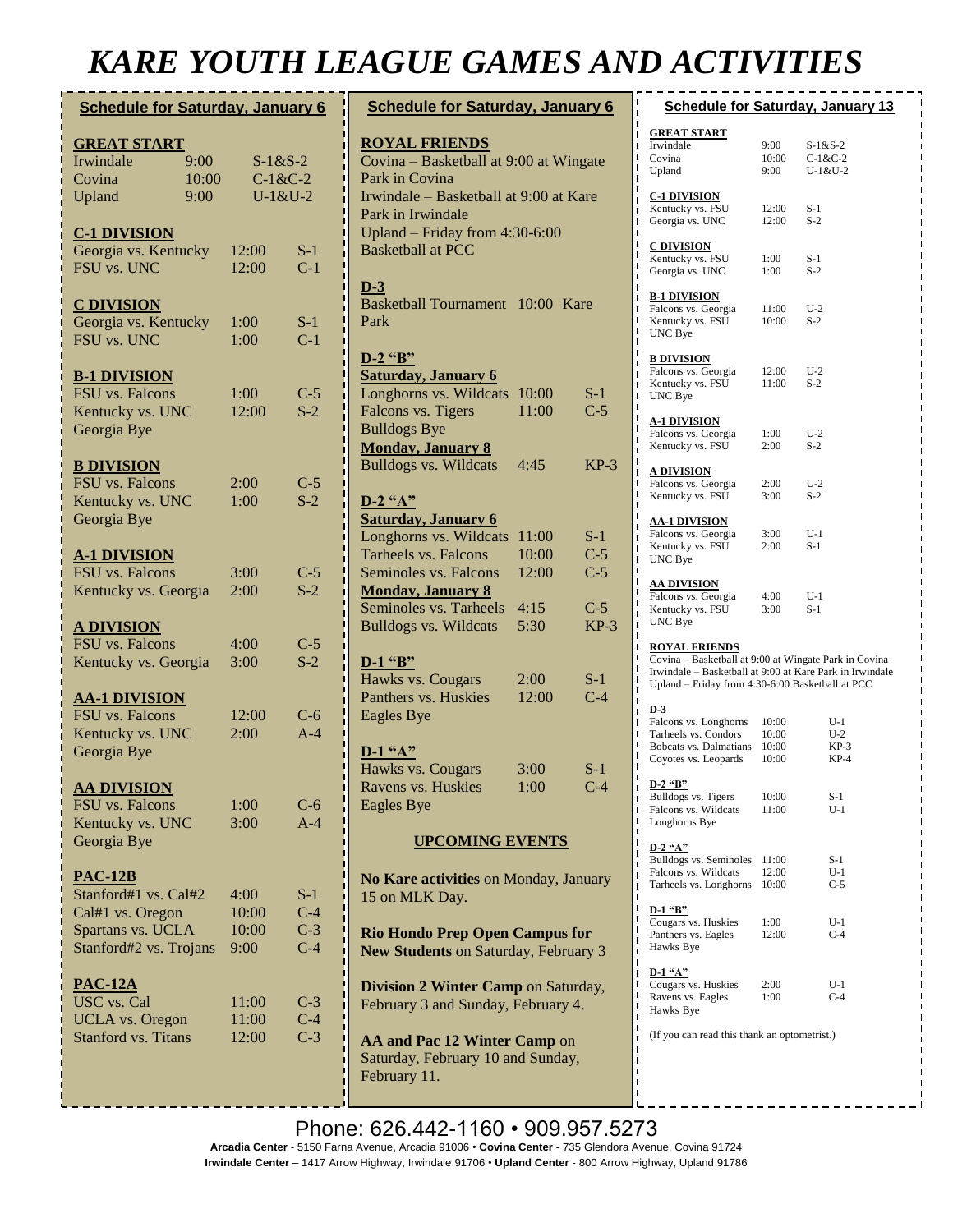# KARE YOUTH LEAGUE GAMES AND ACTIVITIES

## Schedule for Saturday, January 6

**GREAT START**

| | | |
|---|---|---|
| Irwindale | 9:00 | S-1&S-2 |
| Covina | 10:00 | C-1&C-2 |
| Upland | 9:00 | U-1&U-2 |

**C-1 DIVISION**

| | | |
|---|---|---|
| Georgia vs. Kentucky | 12:00 | S-1 |
| FSU vs. UNC | 12:00 | C-1 |

**C DIVISION**

| | | |
|---|---|---|
| Georgia vs. Kentucky | 1:00 | S-1 |
| FSU vs. UNC | 1:00 | C-1 |

**B-1 DIVISION**

| | | |
|---|---|---|
| FSU vs. Falcons | 1:00 | C-5 |
| Kentucky vs. UNC | 12:00 | S-2 |
| Georgia Bye | | |

**B DIVISION**

| | | |
|---|---|---|
| FSU vs. Falcons | 2:00 | C-5 |
| Kentucky vs. UNC | 1:00 | S-2 |
| Georgia Bye | | |

**A-1 DIVISION**

| | | |
|---|---|---|
| FSU vs. Falcons | 3:00 | C-5 |
| Kentucky vs. Georgia | 2:00 | S-2 |

**A DIVISION**

| | | |
|---|---|---|
| FSU vs. Falcons | 4:00 | C-5 |
| Kentucky vs. Georgia | 3:00 | S-2 |

**AA-1 DIVISION**

| | | |
|---|---|---|
| FSU vs. Falcons | 12:00 | C-6 |
| Kentucky vs. UNC | 2:00 | A-4 |
| Georgia Bye | | |

**AA DIVISION**

| | | |
|---|---|---|
| FSU vs. Falcons | 1:00 | C-6 |
| Kentucky vs. UNC | 3:00 | A-4 |
| Georgia Bye | | |

**PAC-12B**

| | | |
|---|---|---|
| Stanford#1 vs. Cal#2 | 4:00 | S-1 |
| Cal#1 vs. Oregon | 10:00 | C-4 |
| Spartans vs. UCLA | 10:00 | C-3 |
| Stanford#2 vs. Trojans | 9:00 | C-4 |

**PAC-12A**

| | | |
|---|---|---|
| USC vs. Cal | 11:00 | C-3 |
| UCLA vs. Oregon | 11:00 | C-4 |
| Stanford vs. Titans | 12:00 | C-3 |

## Schedule for Saturday, January 6

**ROYAL FRIENDS**

Covina – Basketball at 9:00 at Wingate Park in Covina
Irwindale – Basketball at 9:00 at Kare Park in Irwindale
Upland – Friday from 4:30-6:00 Basketball at PCC

**D-3**

Basketball Tournament 10:00 Kare Park

**D-2 "B"**

**Saturday, January 6**

| | | |
|---|---|---|
| Longhorns vs. Wildcats | 10:00 | S-1 |
| Falcons vs. Tigers | 11:00 | C-5 |
| Bulldogs Bye | | |

**Monday, January 8**

| | | |
|---|---|---|
| Bulldogs vs. Wildcats | 4:45 | KP-3 |

**D-2 "A"**

**Saturday, January 6**

| | | |
|---|---|---|
| Longhorns vs. Wildcats | 11:00 | S-1 |
| Tarheels vs. Falcons | 10:00 | C-5 |
| Seminoles vs. Falcons | 12:00 | C-5 |

**Monday, January 8**

| | | |
|---|---|---|
| Seminoles vs. Tarheels | 4:15 | C-5 |
| Bulldogs vs. Wildcats | 5:30 | KP-3 |

**D-1 "B"**

| | | |
|---|---|---|
| Hawks vs. Cougars | 2:00 | S-1 |
| Panthers vs. Huskies | 12:00 | C-4 |
| Eagles Bye | | |

**D-1 "A"**

| | | |
|---|---|---|
| Hawks vs. Cougars | 3:00 | S-1 |
| Ravens vs. Huskies | 1:00 | C-4 |
| Eagles Bye | | |

### UPCOMING EVENTS

**No Kare activities** on Monday, January 15 on MLK Day.

**Rio Hondo Prep Open Campus for New Students** on Saturday, February 3

**Division 2 Winter Camp** on Saturday, February 3 and Sunday, February 4.

**AA and Pac 12 Winter Camp** on Saturday, February 10 and Sunday, February 11.

## Schedule for Saturday, January 13

**GREAT START**

| | | |
|---|---|---|
| Irwindale | 9:00 | S-1&S-2 |
| Covina | 10:00 | C-1&C-2 |
| Upland | 9:00 | U-1&U-2 |

**C-1 DIVISION**

| | | |
|---|---|---|
| Kentucky vs. FSU | 12:00 | S-1 |
| Georgia vs. UNC | 12:00 | S-2 |

**C DIVISION**

| | | |
|---|---|---|
| Kentucky vs. FSU | 1:00 | S-1 |
| Georgia vs. UNC | 1:00 | S-2 |

**B-1 DIVISION**

| | | |
|---|---|---|
| Falcons vs. Georgia | 11:00 | U-2 |
| Kentucky vs. FSU | 10:00 | S-2 |
| UNC Bye | | |

**B DIVISION**

| | | |
|---|---|---|
| Falcons vs. Georgia | 12:00 | U-2 |
| Kentucky vs. FSU | 11:00 | S-2 |
| UNC Bye | | |

**A-1 DIVISION**

| | | |
|---|---|---|
| Falcons vs. Georgia | 1:00 | U-2 |
| Kentucky vs. FSU | 2:00 | S-2 |

**A DIVISION**

| | | |
|---|---|---|
| Falcons vs. Georgia | 2:00 | U-2 |
| Kentucky vs. FSU | 3:00 | S-2 |

**AA-1 DIVISION**

| | | |
|---|---|---|
| Falcons vs. Georgia | 3:00 | U-1 |
| Kentucky vs. FSU | 2:00 | S-1 |
| UNC Bye | | |

**AA DIVISION**

| | | |
|---|---|---|
| Falcons vs. Georgia | 4:00 | U-1 |
| Kentucky vs. FSU | 3:00 | S-1 |
| UNC Bye | | |

**ROYAL FRIENDS**

Covina – Basketball at 9:00 at Wingate Park in Covina
Irwindale – Basketball at 9:00 at Kare Park in Irwindale
Upland – Friday from 4:30-6:00 Basketball at PCC

**D-3**

| | | |
|---|---|---|
| Falcons vs. Longhorns | 10:00 | U-1 |
| Tarheels vs. Condors | 10:00 | U-2 |
| Bobcats vs. Dalmatians | 10:00 | KP-3 |
| Coyotes vs. Leopards | 10:00 | KP-4 |

**D-2 "B"**

| | | |
|---|---|---|
| Bulldogs vs. Tigers | 10:00 | S-1 |
| Falcons vs. Wildcats | 11:00 | U-1 |
| Longhorns Bye | | |

**D-2 "A"**

| | | |
|---|---|---|
| Bulldogs vs. Seminoles | 11:00 | S-1 |
| Falcons vs. Wildcats | 12:00 | U-1 |
| Tarheels vs. Longhorns | 10:00 | C-5 |

**D-1 "B"**

| | | |
|---|---|---|
| Cougars vs. Huskies | 1:00 | U-1 |
| Panthers vs. Eagles | 12:00 | C-4 |
| Hawks Bye | | |

**D-1 "A"**

| | | |
|---|---|---|
| Cougars vs. Huskies | 2:00 | U-1 |
| Ravens vs. Eagles | 1:00 | C-4 |
| Hawks Bye | | |

(If you can read this thank an optometrist.)

Phone: 626.442-1160 • 909.957.5273

**Arcadia Center** - 5150 Farna Avenue, Arcadia 91006 • **Covina Center** - 735 Glendora Avenue, Covina 91724
**Irwindale Center** – 1417 Arrow Highway, Irwindale 91706 • **Upland Center** - 800 Arrow Highway, Upland 91786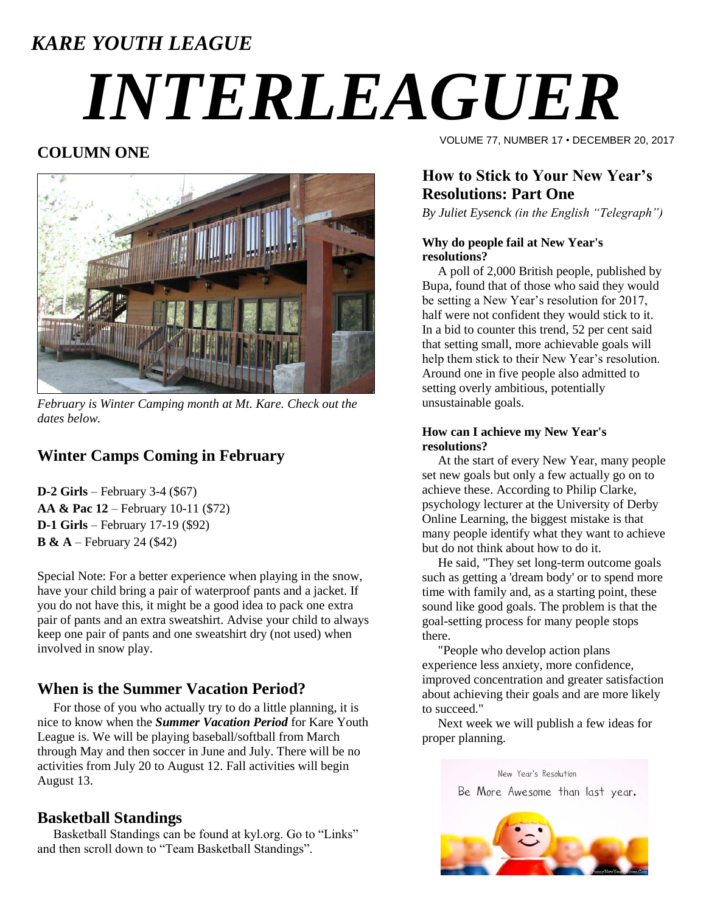*KARE YOUTH LEAGUE*

# *INTERLEAGUER*

VOLUME 77, NUMBER 17 • DECEMBER 20, 2017

## COLUMN ONE

*February is Winter Camping month at Mt. Kare. Check out the dates below.*

## Winter Camps Coming in February

**D-2 Girls** – February 3-4 ($67)
**AA & Pac 12** – February 10-11 ($72)
**D-1 Girls** – February 17-19 ($92)
**B & A** – February 24 ($42)

Special Note: For a better experience when playing in the snow, have your child bring a pair of waterproof pants and a jacket. If you do not have this, it might be a good idea to pack one extra pair of pants and an extra sweatshirt. Advise your child to always keep one pair of pants and one sweatshirt dry (not used) when involved in snow play.

## When is the Summer Vacation Period?

For those of you who actually try to do a little planning, it is nice to know when the ***Summer Vacation Period*** for Kare Youth League is. We will be playing baseball/softball from March through May and then soccer in June and July. There will be no activities from July 20 to August 12. Fall activities will begin August 13.

## Basketball Standings

Basketball Standings can be found at kyl.org. Go to "Links" and then scroll down to "Team Basketball Standings".

## How to Stick to Your New Year's Resolutions: Part One

*By Juliet Eysenck (in the English "Telegraph")*

#### Why do people fail at New Year's resolutions?

A poll of 2,000 British people, published by Bupa, found that of those who said they would be setting a New Year's resolution for 2017, half were not confident they would stick to it. In a bid to counter this trend, 52 per cent said that setting small, more achievable goals will help them stick to their New Year's resolution. Around one in five people also admitted to setting overly ambitious, potentially unsustainable goals.

#### How can I achieve my New Year's resolutions?

At the start of every New Year, many people set new goals but only a few actually go on to achieve these. According to Philip Clarke, psychology lecturer at the University of Derby Online Learning, the biggest mistake is that many people identify what they want to achieve but do not think about how to do it.

He said, "They set long-term outcome goals such as getting a 'dream body' or to spend more time with family and, as a starting point, these sound like good goals. The problem is that the goal-setting process for many people stops there.

"People who develop action plans experience less anxiety, more confidence, improved concentration and greater satisfaction about achieving their goals and are more likely to succeed."

Next week we will publish a few ideas for proper planning.

New Year's Resolution
Be More Awesome than last year.